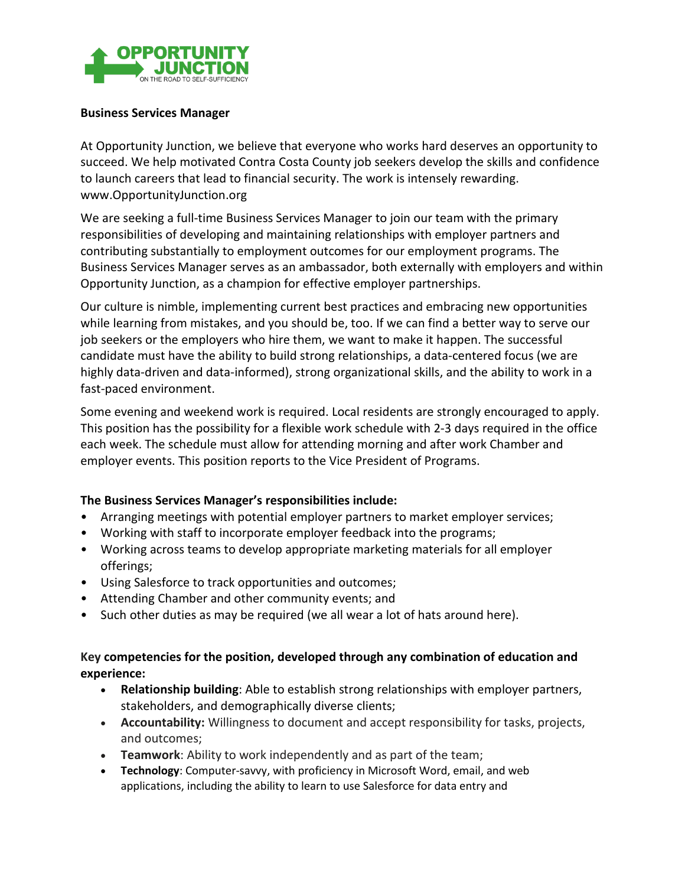**Business Services Manager**

At Opportunity Junction, we believe that everyone who works hard deserves an opportunity to succeed. We help motivated Contra Costa County job seekers develop the skills and confidence to launch careers that lead to financial security. The work is intensely rewarding. www.OpportunityJunction.org

We are seeking a full-time Business Services Manager to join our team with the primary responsibilities of developing and maintaining relationships with employer partners and contributing substantially to employment outcomes for our employment programs. The Business Services Manager serves as an ambassador, both externally with employers and within Opportunity Junction, as a champion for effective employer partnerships.

Our culture is nimble, implementing current best practices and embracing new opportunities while learning from mistakes, and you should be, too. If we can find a better way to serve our job seekers or the employers who hire them, we want to make it happen. The successful candidate must have the ability to build strong relationships, a data-centered focus (we are highly data-driven and data-informed), strong organizational skills, and the ability to work in a fast-paced environment.

Some evening and weekend work is required. Local residents are strongly encouraged to apply. This position has the possibility for a flexible work schedule with 2-3 days required in the office each week. The schedule must allow for attending morning and after work Chamber and employer events. This position reports to the Vice President of Programs.

**The Business Services Manager's responsibilities include:**

- Arranging meetings with potential employer partners to market employer services;
- Working with staff to incorporate employer feedback into the programs;
- Working across teams to develop appropriate marketing materials for all employer offerings;
- Using Salesforce to track opportunities and outcomes;
- Attending Chamber and other community events; and
- Such other duties as may be required (we all wear a lot of hats around here).

**Key competencies for the position, developed through any combination of education and experience:**

- **Relationship building**: Able to establish strong relationships with employer partners, stakeholders, and demographically diverse clients;
- **Accountability:** Willingness to document and accept responsibility for tasks, projects, and outcomes;
- **Teamwork**: Ability to work independently and as part of the team;
- **Technology**: Computer-savvy, with proficiency in Microsoft Word, email, and web applications, including the ability to learn to use Salesforce for data entry and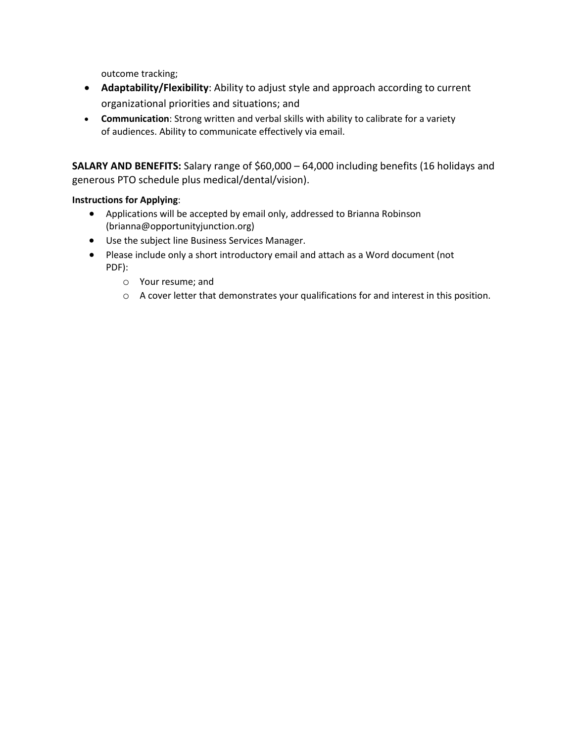outcome tracking;

- **Adaptability/Flexibility**: Ability to adjust style and approach according to current organizational priorities and situations; and
- **Communication**: Strong written and verbal skills with ability to calibrate for a variety of audiences. Ability to communicate effectively via email.

**SALARY AND BENEFITS:** Salary range of $60,000 – 64,000 including benefits (16 holidays and generous PTO schedule plus medical/dental/vision).

**Instructions for Applying**:

- Applications will be accepted by email only, addressed to Brianna Robinson (brianna@opportunityjunction.org)
- Use the subject line Business Services Manager.
- Please include only a short introductory email and attach as a Word document (not PDF):
  - Your resume; and
  - A cover letter that demonstrates your qualifications for and interest in this position.